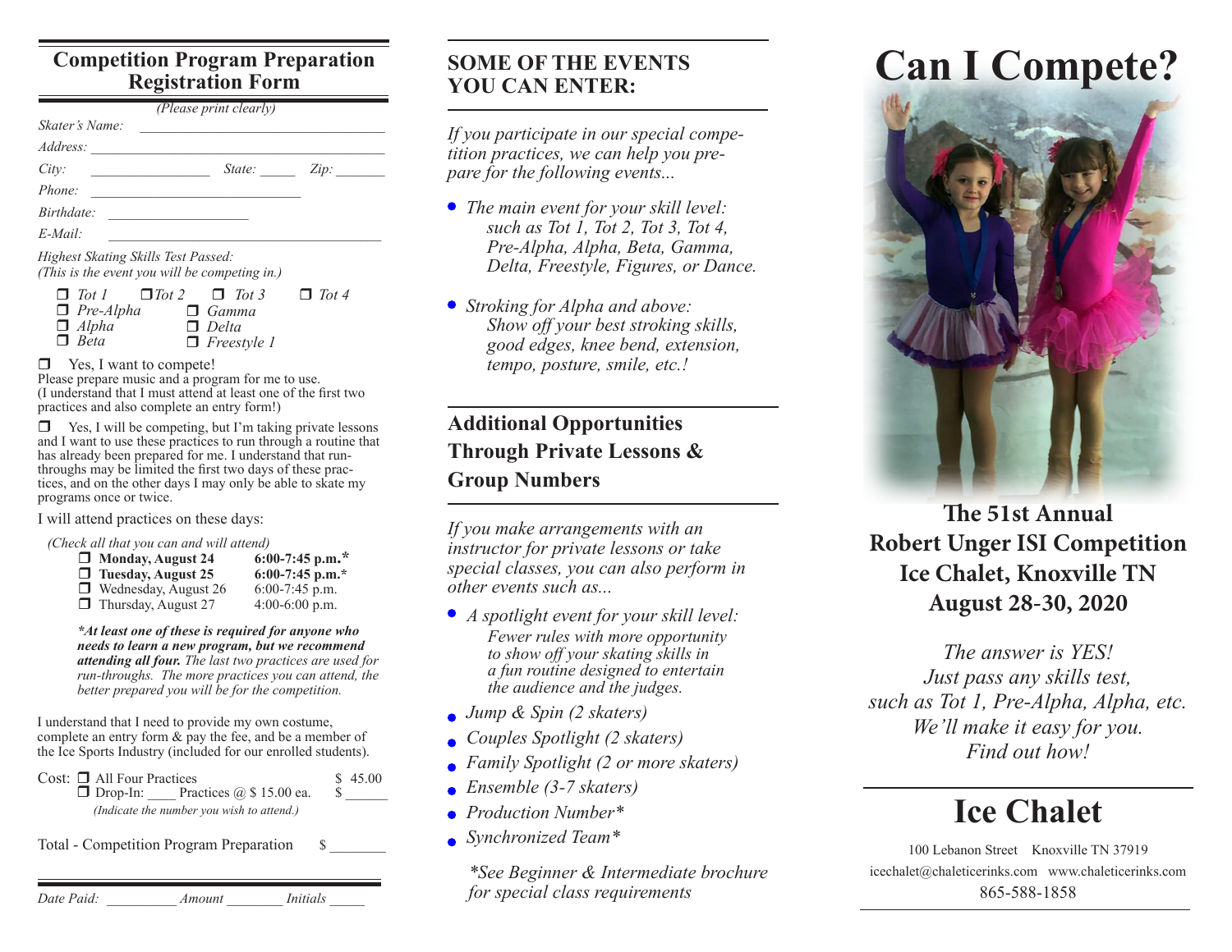## Competition Program Preparation Registration Form

*(Please print clearly)*

*Skater's Name:* ______________________________

*Address:* ______________________________

*City:* ________________ *State:* _____ *Zip:* _______

*Phone:* ______________________________

*Birthdate:* ___________________

*E-Mail:* ______________________________

*Highest Skating Skills Test Passed:*
*(This is the event you will be competing in.)*

- ❒ *Tot 1* ❒ *Tot 2* ❒ *Tot 3* ❒ *Tot 4*
- ❒ *Pre-Alpha* ❒ *Gamma*
- ❒ *Alpha* ❒ *Delta*
- ❒ *Beta* ❒ *Freestyle 1*

❒ Yes, I want to compete!
Please prepare music and a program for me to use.
(I understand that I must attend at least one of the first two practices and also complete an entry form!)

❒ Yes, I will be competing, but I'm taking private lessons and I want to use these practices to run through a routine that has already been prepared for me. I understand that run-throughs may be limited the first two days of these practices, and on the other days I may only be able to skate my programs once or twice.

I will attend practices on these days:

*(Check all that you can and will attend)*

- ❒ **Monday, August 24** **6:00-7:45 p.m.***
- ❒ **Tuesday, August 25** **6:00-7:45 p.m.***
- ❒ Wednesday, August 26 6:00-7:45 p.m.
- ❒ Thursday, August 27 4:00-6:00 p.m.

***At least one of these is required for anyone who needs to learn a new program, but we recommend attending all four.*** *The last two practices are used for run-throughs. The more practices you can attend, the better prepared you will be for the competition.*

I understand that I need to provide my own costume, complete an entry form & pay the fee, and be a member of the Ice Sports Industry (included for our enrolled students).

Cost: ❒ All Four Practices $ 45.00
❒ Drop-In: ____ Practices @ $ 15.00 ea. $ ______
*(Indicate the number you wish to attend.)*

Total - Competition Program Preparation $ ________

*Date Paid:* _________ *Amount* ________ *Initials* _____

## SOME OF THE EVENTS YOU CAN ENTER:

*If you participate in our special competition practices, we can help you prepare for the following events...*

- *The main event for your skill level: such as Tot 1, Tot 2, Tot 3, Tot 4, Pre-Alpha, Alpha, Beta, Gamma, Delta, Freestyle, Figures, or Dance.*
- *Stroking for Alpha and above: Show off your best stroking skills, good edges, knee bend, extension, tempo, posture, smile, etc.!*

## Additional Opportunities Through Private Lessons & Group Numbers

*If you make arrangements with an instructor for private lessons or take special classes, you can also perform in other events such as...*

- *A spotlight event for your skill level: Fewer rules with more opportunity to show off your skating skills in a fun routine designed to entertain the audience and the judges.*
- *Jump & Spin (2 skaters)*
- *Couples Spotlight (2 skaters)*
- *Family Spotlight (2 or more skaters)*
- *Ensemble (3-7 skaters)*
- *Production Number**
- *Synchronized Team**

**See Beginner & Intermediate brochure for special class requirements*

# Can I Compete?

### The 51st Annual Robert Unger ISI Competition Ice Chalet, Knoxville TN August 28-30, 2020

*The answer is YES!*
*Just pass any skills test,*
*such as Tot 1, Pre-Alpha, Alpha, etc.*
*We'll make it easy for you.*
*Find out how!*

# Ice Chalet

100 Lebanon Street Knoxville TN 37919
icechalet@chaleticerinks.com www.chaleticerinks.com
865-588-1858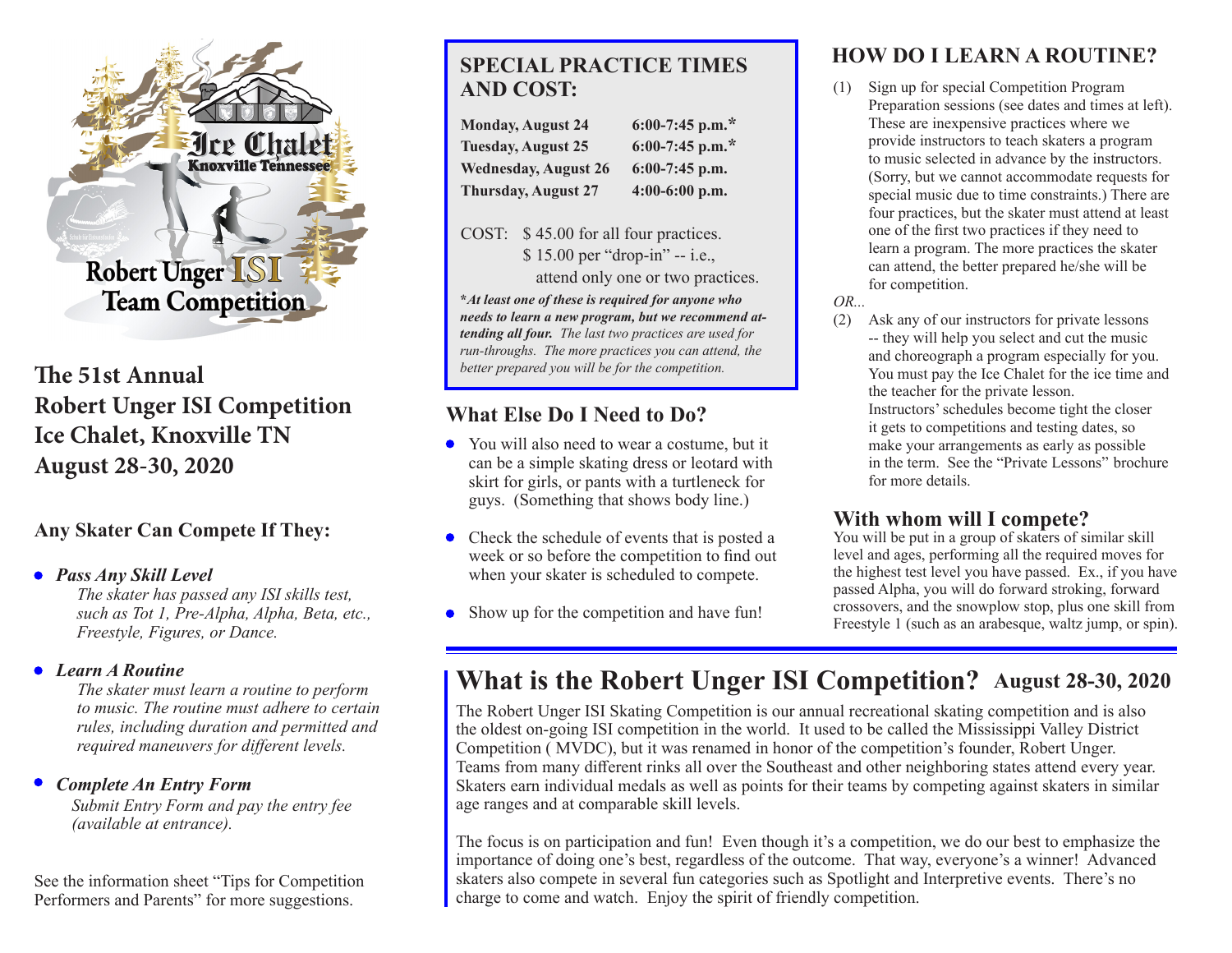Ice Chalet
Knoxville Tennessee

Robert Unger ISI
Team Competition

## The 51st Annual Robert Unger ISI Competition Ice Chalet, Knoxville TN August 28-30, 2020

### Any Skater Can Compete If They:

- ***Pass Any Skill Level***
  *The skater has passed any ISI skills test, such as Tot 1, Pre-Alpha, Alpha, Beta, etc., Freestyle, Figures, or Dance.*
- ***Learn A Routine***
  *The skater must learn a routine to perform to music. The routine must adhere to certain rules, including duration and permitted and required maneuvers for different levels.*
- ***Complete An Entry Form***
  *Submit Entry Form and pay the entry fee (available at entrance).*

See the information sheet "Tips for Competition Performers and Parents" for more suggestions.

### SPECIAL PRACTICE TIMES AND COST:

| | |
|---|---|
| **Monday, August 24** | **6:00-7:45 p.m.*** |
| **Tuesday, August 25** | **6:00-7:45 p.m.*** |
| **Wednesday, August 26** | **6:00-7:45 p.m.** |
| **Thursday, August 27** | **4:00-6:00 p.m.** |

COST: $ 45.00 for all four practices.
$ 15.00 per "drop-in" -- i.e., attend only one or two practices.

****At least one of these is required for anyone who needs to learn a new program, but we recommend attending all four.*** *The last two practices are used for run-throughs. The more practices you can attend, the better prepared you will be for the competition.*

### What Else Do I Need to Do?

- You will also need to wear a costume, but it can be a simple skating dress or leotard with skirt for girls, or pants with a turtleneck for guys. (Something that shows body line.)
- Check the schedule of events that is posted a week or so before the competition to find out when your skater is scheduled to compete.
- Show up for the competition and have fun!

### HOW DO I LEARN A ROUTINE?

(1) Sign up for special Competition Program Preparation sessions (see dates and times at left). These are inexpensive practices where we provide instructors to teach skaters a program to music selected in advance by the instructors. (Sorry, but we cannot accommodate requests for special music due to time constraints.) There are four practices, but the skater must attend at least one of the first two practices if they need to learn a program. The more practices the skater can attend, the better prepared he/she will be for competition.

*OR...*

(2) Ask any of our instructors for private lessons -- they will help you select and cut the music and choreograph a program especially for you. You must pay the Ice Chalet for the ice time and the teacher for the private lesson. Instructors' schedules become tight the closer it gets to competitions and testing dates, so make your arrangements as early as possible in the term. See the "Private Lessons" brochure for more details.

### With whom will I compete?

You will be put in a group of skaters of similar skill level and ages, performing all the required moves for the highest test level you have passed. Ex., if you have passed Alpha, you will do forward stroking, forward crossovers, and the snowplow stop, plus one skill from Freestyle 1 (such as an arabesque, waltz jump, or spin).

## What is the Robert Unger ISI Competition? August 28-30, 2020

The Robert Unger ISI Skating Competition is our annual recreational skating competition and is also the oldest on-going ISI competition in the world. It used to be called the Mississippi Valley District Competition ( MVDC), but it was renamed in honor of the competition's founder, Robert Unger. Teams from many different rinks all over the Southeast and other neighboring states attend every year. Skaters earn individual medals as well as points for their teams by competing against skaters in similar age ranges and at comparable skill levels.

The focus is on participation and fun! Even though it's a competition, we do our best to emphasize the importance of doing one's best, regardless of the outcome. That way, everyone's a winner! Advanced skaters also compete in several fun categories such as Spotlight and Interpretive events. There's no charge to come and watch. Enjoy the spirit of friendly competition.